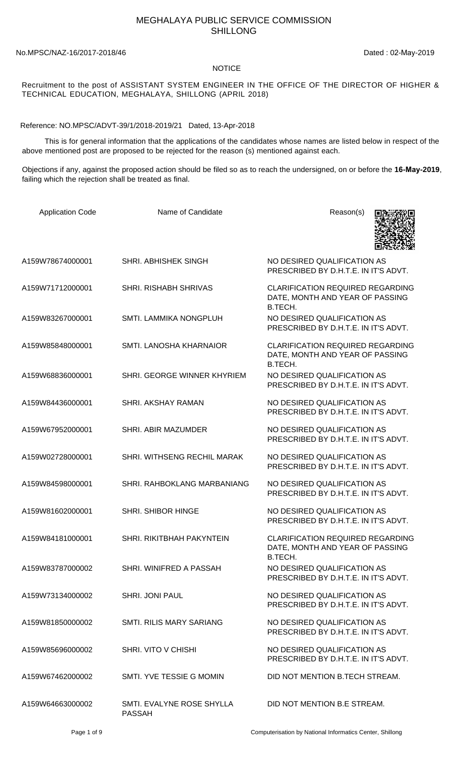# MEGHALAYA PUBLIC SERVICE COMMISSION
## SHILLONG

No.MPSC/NAZ-16/2017-2018/46

Dated : 02-May-2019

NOTICE

Recruitment to the post of ASSISTANT SYSTEM ENGINEER IN THE OFFICE OF THE DIRECTOR OF HIGHER & TECHNICAL EDUCATION, MEGHALAYA, SHILLONG (APRIL 2018)

Reference: NO.MPSC/ADVT-39/1/2018-2019/21 Dated, 13-Apr-2018

This is for general information that the applications of the candidates whose names are listed below in respect of the above mentioned post are proposed to be rejected for the reason (s) mentioned against each.

Objections if any, against the proposed action should be filed so as to reach the undersigned, on or before the **16-May-2019**, failing which the rejection shall be treated as final.

| Application Code | Name of Candidate | Reason(s) |
|---|---|---|
| A159W78674000001 | SHRI. ABHISHEK SINGH | NO DESIRED QUALIFICATION AS PRESCRIBED BY D.H.T.E. IN IT'S ADVT. |
| A159W71712000001 | SHRI. RISHABH SHRIVAS | CLARIFICATION REQUIRED REGARDING DATE, MONTH AND YEAR OF PASSING B.TECH. |
| A159W83267000001 | SMTI. LAMMIKA NONGPLUH | NO DESIRED QUALIFICATION AS PRESCRIBED BY D.H.T.E. IN IT'S ADVT. |
| A159W85848000001 | SMTI. LANOSHA KHARNAIOR | CLARIFICATION REQUIRED REGARDING DATE, MONTH AND YEAR OF PASSING B.TECH. |
| A159W68836000001 | SHRI. GEORGE WINNER KHYRIEM | NO DESIRED QUALIFICATION AS PRESCRIBED BY D.H.T.E. IN IT'S ADVT. |
| A159W84436000001 | SHRI. AKSHAY RAMAN | NO DESIRED QUALIFICATION AS PRESCRIBED BY D.H.T.E. IN IT'S ADVT. |
| A159W67952000001 | SHRI. ABIR MAZUMDER | NO DESIRED QUALIFICATION AS PRESCRIBED BY D.H.T.E. IN IT'S ADVT. |
| A159W02728000001 | SHRI. WITHSENG RECHIL MARAK | NO DESIRED QUALIFICATION AS PRESCRIBED BY D.H.T.E. IN IT'S ADVT. |
| A159W84598000001 | SHRI. RAHBOKLANG MARBANIANG | NO DESIRED QUALIFICATION AS PRESCRIBED BY D.H.T.E. IN IT'S ADVT. |
| A159W81602000001 | SHRI. SHIBOR HINGE | NO DESIRED QUALIFICATION AS PRESCRIBED BY D.H.T.E. IN IT'S ADVT. |
| A159W84181000001 | SHRI. RIKITBHAH PAKYNTEIN | CLARIFICATION REQUIRED REGARDING DATE, MONTH AND YEAR OF PASSING B.TECH. |
| A159W83787000002 | SHRI. WINIFRED A PASSAH | NO DESIRED QUALIFICATION AS PRESCRIBED BY D.H.T.E. IN IT'S ADVT. |
| A159W73134000002 | SHRI. JONI PAUL | NO DESIRED QUALIFICATION AS PRESCRIBED BY D.H.T.E. IN IT'S ADVT. |
| A159W81850000002 | SMTI. RILIS MARY SARIANG | NO DESIRED QUALIFICATION AS PRESCRIBED BY D.H.T.E. IN IT'S ADVT. |
| A159W85696000002 | SHRI. VITO V CHISHI | NO DESIRED QUALIFICATION AS PRESCRIBED BY D.H.T.E. IN IT'S ADVT. |
| A159W67462000002 | SMTI. YVE TESSIE G MOMIN | DID NOT MENTION B.TECH STREAM. |
| A159W64663000002 | SMTI. EVALYNE ROSE SHYLLA PASSAH | DID NOT MENTION B.E STREAM. |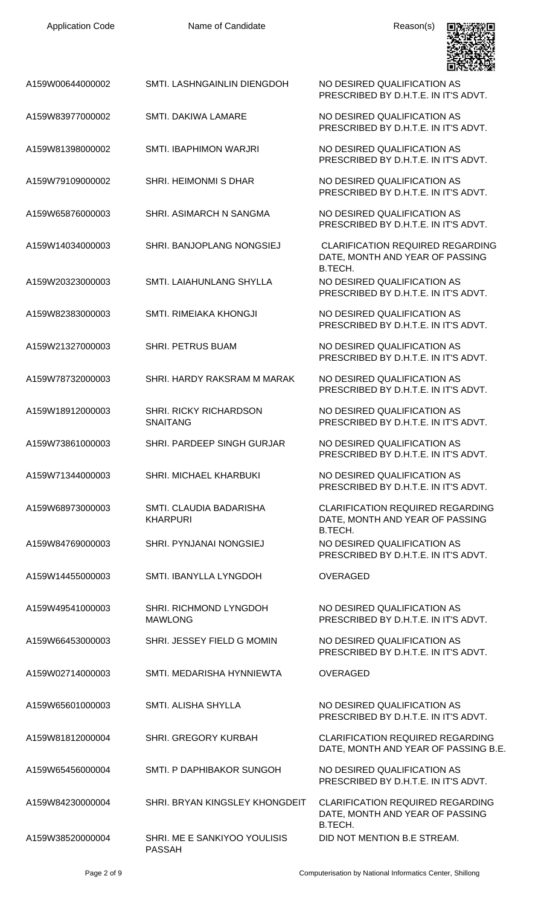| Application Code | Name of Candidate | Reason(s) |
| --- | --- | --- |
| A159W00644000002 | SMTI. LASHNGAINLIN DIENGDOH | NO DESIRED QUALIFICATION AS PRESCRIBED BY D.H.T.E. IN IT'S ADVT. |
| A159W83977000002 | SMTI. DAKIWA LAMARE | NO DESIRED QUALIFICATION AS PRESCRIBED BY D.H.T.E. IN IT'S ADVT. |
| A159W81398000002 | SMTI. IBAPHIMON WARJRI | NO DESIRED QUALIFICATION AS PRESCRIBED BY D.H.T.E. IN IT'S ADVT. |
| A159W79109000002 | SHRI. HEIMONMI S DHAR | NO DESIRED QUALIFICATION AS PRESCRIBED BY D.H.T.E. IN IT'S ADVT. |
| A159W65876000003 | SHRI. ASIMARCH N SANGMA | NO DESIRED QUALIFICATION AS PRESCRIBED BY D.H.T.E. IN IT'S ADVT. |
| A159W14034000003 | SHRI. BANJOPLANG NONGSIEJ | CLARIFICATION REQUIRED REGARDING DATE, MONTH AND YEAR OF PASSING B.TECH. |
| A159W20323000003 | SMTI. LAIAHUNLANG SHYLLA | NO DESIRED QUALIFICATION AS PRESCRIBED BY D.H.T.E. IN IT'S ADVT. |
| A159W82383000003 | SMTI. RIMEIAKA KHONGJI | NO DESIRED QUALIFICATION AS PRESCRIBED BY D.H.T.E. IN IT'S ADVT. |
| A159W21327000003 | SHRI. PETRUS BUAM | NO DESIRED QUALIFICATION AS PRESCRIBED BY D.H.T.E. IN IT'S ADVT. |
| A159W78732000003 | SHRI. HARDY RAKSRAM M MARAK | NO DESIRED QUALIFICATION AS PRESCRIBED BY D.H.T.E. IN IT'S ADVT. |
| A159W18912000003 | SHRI. RICKY RICHARDSON SNAITANG | NO DESIRED QUALIFICATION AS PRESCRIBED BY D.H.T.E. IN IT'S ADVT. |
| A159W73861000003 | SHRI. PARDEEP SINGH GURJAR | NO DESIRED QUALIFICATION AS PRESCRIBED BY D.H.T.E. IN IT'S ADVT. |
| A159W71344000003 | SHRI. MICHAEL KHARBUKI | NO DESIRED QUALIFICATION AS PRESCRIBED BY D.H.T.E. IN IT'S ADVT. |
| A159W68973000003 | SMTI. CLAUDIA BADARISHA KHARPURI | CLARIFICATION REQUIRED REGARDING DATE, MONTH AND YEAR OF PASSING B.TECH. |
| A159W84769000003 | SHRI. PYNJANAI NONGSIEJ | NO DESIRED QUALIFICATION AS PRESCRIBED BY D.H.T.E. IN IT'S ADVT. |
| A159W14455000003 | SMTI. IBANYLLA LYNGDOH | OVERAGED |
| A159W49541000003 | SHRI. RICHMOND LYNGDOH MAWLONG | NO DESIRED QUALIFICATION AS PRESCRIBED BY D.H.T.E. IN IT'S ADVT. |
| A159W66453000003 | SHRI. JESSEY FIELD G MOMIN | NO DESIRED QUALIFICATION AS PRESCRIBED BY D.H.T.E. IN IT'S ADVT. |
| A159W02714000003 | SMTI. MEDARISHA HYNNIEWTA | OVERAGED |
| A159W65601000003 | SMTI. ALISHA SHYLLA | NO DESIRED QUALIFICATION AS PRESCRIBED BY D.H.T.E. IN IT'S ADVT. |
| A159W81812000004 | SHRI. GREGORY KURBAH | CLARIFICATION REQUIRED REGARDING DATE, MONTH AND YEAR OF PASSING B.E. |
| A159W65456000004 | SMTI. P DAPHIBAKOR SUNGOH | NO DESIRED QUALIFICATION AS PRESCRIBED BY D.H.T.E. IN IT'S ADVT. |
| A159W84230000004 | SHRI. BRYAN KINGSLEY KHONGDEIT | CLARIFICATION REQUIRED REGARDING DATE, MONTH AND YEAR OF PASSING B.TECH. |
| A159W38520000004 | SHRI. ME E SANKIYOO YOULISIS PASSAH | DID NOT MENTION B.E STREAM. |

Computerisation by National Informatics Center, Shillong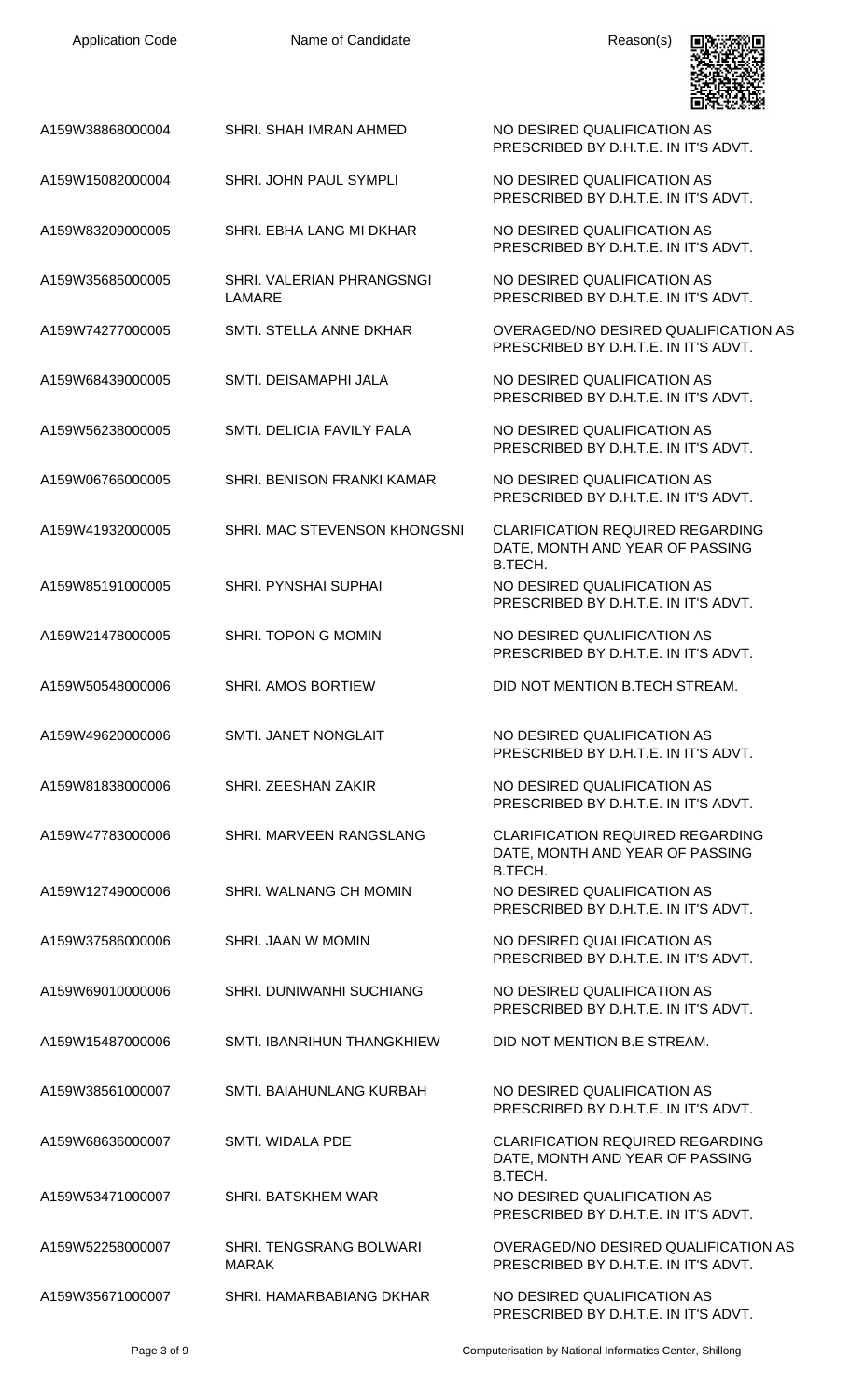| Application Code | Name of Candidate | Reason(s) |
| --- | --- | --- |
| A159W38868000004 | SHRI. SHAH IMRAN AHMED | NO DESIRED QUALIFICATION AS PRESCRIBED BY D.H.T.E. IN IT'S ADVT. |
| A159W15082000004 | SHRI. JOHN PAUL SYMPLI | NO DESIRED QUALIFICATION AS PRESCRIBED BY D.H.T.E. IN IT'S ADVT. |
| A159W83209000005 | SHRI. EBHA LANG MI DKHAR | NO DESIRED QUALIFICATION AS PRESCRIBED BY D.H.T.E. IN IT'S ADVT. |
| A159W35685000005 | SHRI. VALERIAN PHRANGSNGI LAMARE | NO DESIRED QUALIFICATION AS PRESCRIBED BY D.H.T.E. IN IT'S ADVT. |
| A159W74277000005 | SMTI. STELLA ANNE DKHAR | OVERAGED/NO DESIRED QUALIFICATION AS PRESCRIBED BY D.H.T.E. IN IT'S ADVT. |
| A159W68439000005 | SMTI. DEISAMAPHI JALA | NO DESIRED QUALIFICATION AS PRESCRIBED BY D.H.T.E. IN IT'S ADVT. |
| A159W56238000005 | SMTI. DELICIA FAVILY PALA | NO DESIRED QUALIFICATION AS PRESCRIBED BY D.H.T.E. IN IT'S ADVT. |
| A159W06766000005 | SHRI. BENISON FRANKI KAMAR | NO DESIRED QUALIFICATION AS PRESCRIBED BY D.H.T.E. IN IT'S ADVT. |
| A159W41932000005 | SHRI. MAC STEVENSON KHONGSNI | CLARIFICATION REQUIRED REGARDING DATE, MONTH AND YEAR OF PASSING B.TECH. |
| A159W85191000005 | SHRI. PYNSHAI SUPHAI | NO DESIRED QUALIFICATION AS PRESCRIBED BY D.H.T.E. IN IT'S ADVT. |
| A159W21478000005 | SHRI. TOPON G MOMIN | NO DESIRED QUALIFICATION AS PRESCRIBED BY D.H.T.E. IN IT'S ADVT. |
| A159W50548000006 | SHRI. AMOS BORTIEW | DID NOT MENTION B.TECH STREAM. |
| A159W49620000006 | SMTI. JANET NONGLAIT | NO DESIRED QUALIFICATION AS PRESCRIBED BY D.H.T.E. IN IT'S ADVT. |
| A159W81838000006 | SHRI. ZEESHAN ZAKIR | NO DESIRED QUALIFICATION AS PRESCRIBED BY D.H.T.E. IN IT'S ADVT. |
| A159W47783000006 | SHRI. MARVEEN RANGSLANG | CLARIFICATION REQUIRED REGARDING DATE, MONTH AND YEAR OF PASSING B.TECH. |
| A159W12749000006 | SHRI. WALNANG CH MOMIN | NO DESIRED QUALIFICATION AS PRESCRIBED BY D.H.T.E. IN IT'S ADVT. |
| A159W37586000006 | SHRI. JAAN W MOMIN | NO DESIRED QUALIFICATION AS PRESCRIBED BY D.H.T.E. IN IT'S ADVT. |
| A159W69010000006 | SHRI. DUNIWANHI SUCHIANG | NO DESIRED QUALIFICATION AS PRESCRIBED BY D.H.T.E. IN IT'S ADVT. |
| A159W15487000006 | SMTI. IBANRIHUN THANGKHIEW | DID NOT MENTION B.E STREAM. |
| A159W38561000007 | SMTI. BAIAHUNLANG KURBAH | NO DESIRED QUALIFICATION AS PRESCRIBED BY D.H.T.E. IN IT'S ADVT. |
| A159W68636000007 | SMTI. WIDALA PDE | CLARIFICATION REQUIRED REGARDING DATE, MONTH AND YEAR OF PASSING B.TECH. |
| A159W53471000007 | SHRI. BATSKHEM WAR | NO DESIRED QUALIFICATION AS PRESCRIBED BY D.H.T.E. IN IT'S ADVT. |
| A159W52258000007 | SHRI. TENGSRANG BOLWARI MARAK | OVERAGED/NO DESIRED QUALIFICATION AS PRESCRIBED BY D.H.T.E. IN IT'S ADVT. |
| A159W35671000007 | SHRI. HAMARBABIANG DKHAR | NO DESIRED QUALIFICATION AS PRESCRIBED BY D.H.T.E. IN IT'S ADVT. |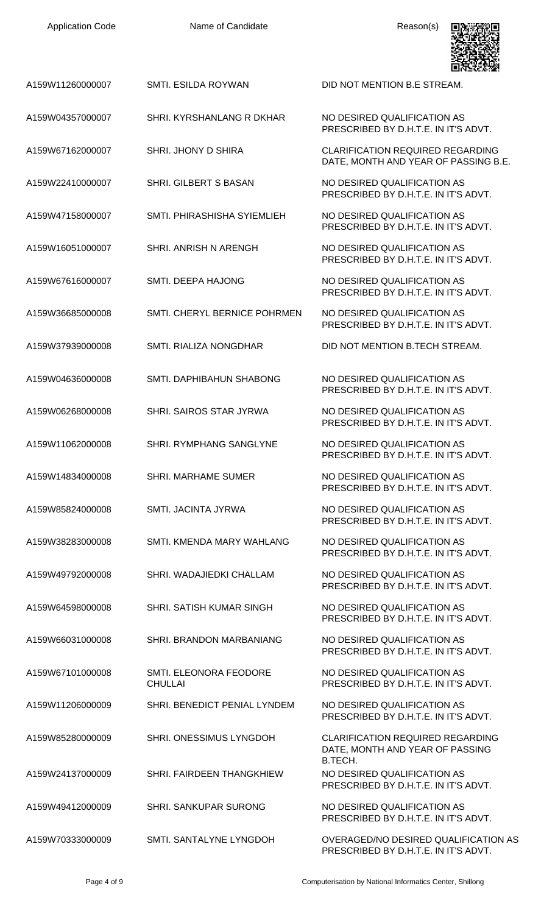| Application Code | Name of Candidate | Reason(s) |
| --- | --- | --- |
| A159W11260000007 | SMTI. ESILDA ROYWAN | DID NOT MENTION B.E STREAM. |
| A159W04357000007 | SHRI. KYRSHANLANG R DKHAR | NO DESIRED QUALIFICATION AS PRESCRIBED BY D.H.T.E. IN IT'S ADVT. |
| A159W67162000007 | SHRI. JHONY D SHIRA | CLARIFICATION REQUIRED REGARDING DATE, MONTH AND YEAR OF PASSING B.E. |
| A159W22410000007 | SHRI. GILBERT S BASAN | NO DESIRED QUALIFICATION AS PRESCRIBED BY D.H.T.E. IN IT'S ADVT. |
| A159W47158000007 | SMTI. PHIRASHISHA SYIEMLIEH | NO DESIRED QUALIFICATION AS PRESCRIBED BY D.H.T.E. IN IT'S ADVT. |
| A159W16051000007 | SHRI. ANRISH N ARENGH | NO DESIRED QUALIFICATION AS PRESCRIBED BY D.H.T.E. IN IT'S ADVT. |
| A159W67616000007 | SMTI. DEEPA HAJONG | NO DESIRED QUALIFICATION AS PRESCRIBED BY D.H.T.E. IN IT'S ADVT. |
| A159W36685000008 | SMTI. CHERYL BERNICE POHRMEN | NO DESIRED QUALIFICATION AS PRESCRIBED BY D.H.T.E. IN IT'S ADVT. |
| A159W37939000008 | SMTI. RIALIZA NONGDHAR | DID NOT MENTION B.TECH STREAM. |
| A159W04636000008 | SMTI. DAPHIBAHUN SHABONG | NO DESIRED QUALIFICATION AS PRESCRIBED BY D.H.T.E. IN IT'S ADVT. |
| A159W06268000008 | SHRI. SAIROS STAR JYRWA | NO DESIRED QUALIFICATION AS PRESCRIBED BY D.H.T.E. IN IT'S ADVT. |
| A159W11062000008 | SHRI. RYMPHANG SANGLYNE | NO DESIRED QUALIFICATION AS PRESCRIBED BY D.H.T.E. IN IT'S ADVT. |
| A159W14834000008 | SHRI. MARHAME SUMER | NO DESIRED QUALIFICATION AS PRESCRIBED BY D.H.T.E. IN IT'S ADVT. |
| A159W85824000008 | SMTI. JACINTA JYRWA | NO DESIRED QUALIFICATION AS PRESCRIBED BY D.H.T.E. IN IT'S ADVT. |
| A159W38283000008 | SMTI. KMENDA MARY WAHLANG | NO DESIRED QUALIFICATION AS PRESCRIBED BY D.H.T.E. IN IT'S ADVT. |
| A159W49792000008 | SHRI. WADAJIEDKI CHALLAM | NO DESIRED QUALIFICATION AS PRESCRIBED BY D.H.T.E. IN IT'S ADVT. |
| A159W64598000008 | SHRI. SATISH KUMAR SINGH | NO DESIRED QUALIFICATION AS PRESCRIBED BY D.H.T.E. IN IT'S ADVT. |
| A159W66031000008 | SHRI. BRANDON MARBANIANG | NO DESIRED QUALIFICATION AS PRESCRIBED BY D.H.T.E. IN IT'S ADVT. |
| A159W67101000008 | SMTI. ELEONORA FEODORE CHULLAI | NO DESIRED QUALIFICATION AS PRESCRIBED BY D.H.T.E. IN IT'S ADVT. |
| A159W11206000009 | SHRI. BENEDICT PENIAL LYNDEM | NO DESIRED QUALIFICATION AS PRESCRIBED BY D.H.T.E. IN IT'S ADVT. |
| A159W85280000009 | SHRI. ONESSIMUS LYNGDOH | CLARIFICATION REQUIRED REGARDING DATE, MONTH AND YEAR OF PASSING B.TECH. |
| A159W24137000009 | SHRI. FAIRDEEN THANGKHIEW | NO DESIRED QUALIFICATION AS PRESCRIBED BY D.H.T.E. IN IT'S ADVT. |
| A159W49412000009 | SHRI. SANKUPAR SURONG | NO DESIRED QUALIFICATION AS PRESCRIBED BY D.H.T.E. IN IT'S ADVT. |
| A159W70333000009 | SMTI. SANTALYNE LYNGDOH | OVERAGED/NO DESIRED QUALIFICATION AS PRESCRIBED BY D.H.T.E. IN IT'S ADVT. |

Computerisation by National Informatics Center, Shillong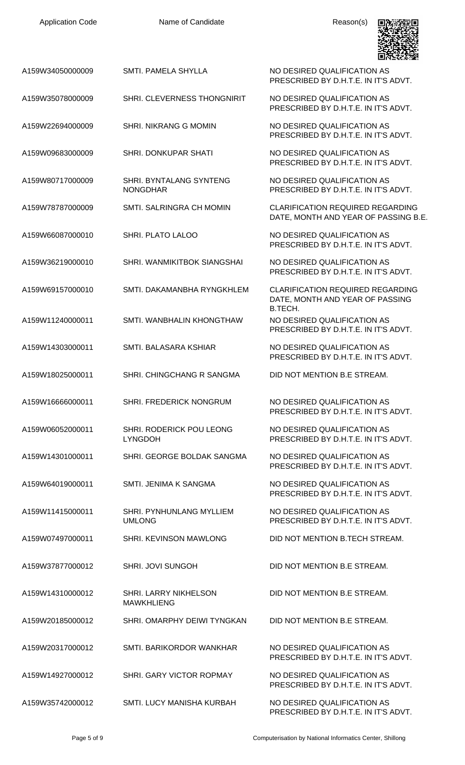| Application Code | Name of Candidate | Reason(s) |
| --- | --- | --- |
| A159W34050000009 | SMTI. PAMELA SHYLLA | NO DESIRED QUALIFICATION AS PRESCRIBED BY D.H.T.E. IN IT'S ADVT. |
| A159W35078000009 | SHRI. CLEVERNESS THONGNIRIT | NO DESIRED QUALIFICATION AS PRESCRIBED BY D.H.T.E. IN IT'S ADVT. |
| A159W22694000009 | SHRI. NIKRANG G MOMIN | NO DESIRED QUALIFICATION AS PRESCRIBED BY D.H.T.E. IN IT'S ADVT. |
| A159W09683000009 | SHRI. DONKUPAR SHATI | NO DESIRED QUALIFICATION AS PRESCRIBED BY D.H.T.E. IN IT'S ADVT. |
| A159W80717000009 | SHRI. BYNTALANG SYNTENG NONGDHAR | NO DESIRED QUALIFICATION AS PRESCRIBED BY D.H.T.E. IN IT'S ADVT. |
| A159W78787000009 | SMTI. SALRINGRA CH MOMIN | CLARIFICATION REQUIRED REGARDING DATE, MONTH AND YEAR OF PASSING B.E. |
| A159W66087000010 | SHRI. PLATO LALOO | NO DESIRED QUALIFICATION AS PRESCRIBED BY D.H.T.E. IN IT'S ADVT. |
| A159W36219000010 | SHRI. WANMIKITBOK SIANGSHAI | NO DESIRED QUALIFICATION AS PRESCRIBED BY D.H.T.E. IN IT'S ADVT. |
| A159W69157000010 | SMTI. DAKAMANBHA RYNGKHLEM | CLARIFICATION REQUIRED REGARDING DATE, MONTH AND YEAR OF PASSING B.TECH. |
| A159W11240000011 | SMTI. WANBHALIN KHONGTHAW | NO DESIRED QUALIFICATION AS PRESCRIBED BY D.H.T.E. IN IT'S ADVT. |
| A159W14303000011 | SMTI. BALASARA KSHIAR | NO DESIRED QUALIFICATION AS PRESCRIBED BY D.H.T.E. IN IT'S ADVT. |
| A159W18025000011 | SHRI. CHINGCHANG R SANGMA | DID NOT MENTION B.E STREAM. |
| A159W16666000011 | SHRI. FREDERICK NONGRUM | NO DESIRED QUALIFICATION AS PRESCRIBED BY D.H.T.E. IN IT'S ADVT. |
| A159W06052000011 | SHRI. RODERICK POU LEONG LYNGDOH | NO DESIRED QUALIFICATION AS PRESCRIBED BY D.H.T.E. IN IT'S ADVT. |
| A159W14301000011 | SHRI. GEORGE BOLDAK SANGMA | NO DESIRED QUALIFICATION AS PRESCRIBED BY D.H.T.E. IN IT'S ADVT. |
| A159W64019000011 | SMTI. JENIMA K SANGMA | NO DESIRED QUALIFICATION AS PRESCRIBED BY D.H.T.E. IN IT'S ADVT. |
| A159W11415000011 | SHRI. PYNHUNLANG MYLLIEM UMLONG | NO DESIRED QUALIFICATION AS PRESCRIBED BY D.H.T.E. IN IT'S ADVT. |
| A159W07497000011 | SHRI. KEVINSON MAWLONG | DID NOT MENTION B.TECH STREAM. |
| A159W37877000012 | SHRI. JOVI SUNGOH | DID NOT MENTION B.E STREAM. |
| A159W14310000012 | SHRI. LARRY NIKHELSON MAWKHLIENG | DID NOT MENTION B.E STREAM. |
| A159W20185000012 | SHRI. OMARPHY DEIWI TYNGKAN | DID NOT MENTION B.E STREAM. |
| A159W20317000012 | SMTI. BARIKORDOR WANKHAR | NO DESIRED QUALIFICATION AS PRESCRIBED BY D.H.T.E. IN IT'S ADVT. |
| A159W14927000012 | SHRI. GARY VICTOR ROPMAY | NO DESIRED QUALIFICATION AS PRESCRIBED BY D.H.T.E. IN IT'S ADVT. |
| A159W35742000012 | SMTI. LUCY MANISHA KURBAH | NO DESIRED QUALIFICATION AS PRESCRIBED BY D.H.T.E. IN IT'S ADVT. |

Computerisation by National Informatics Center, Shillong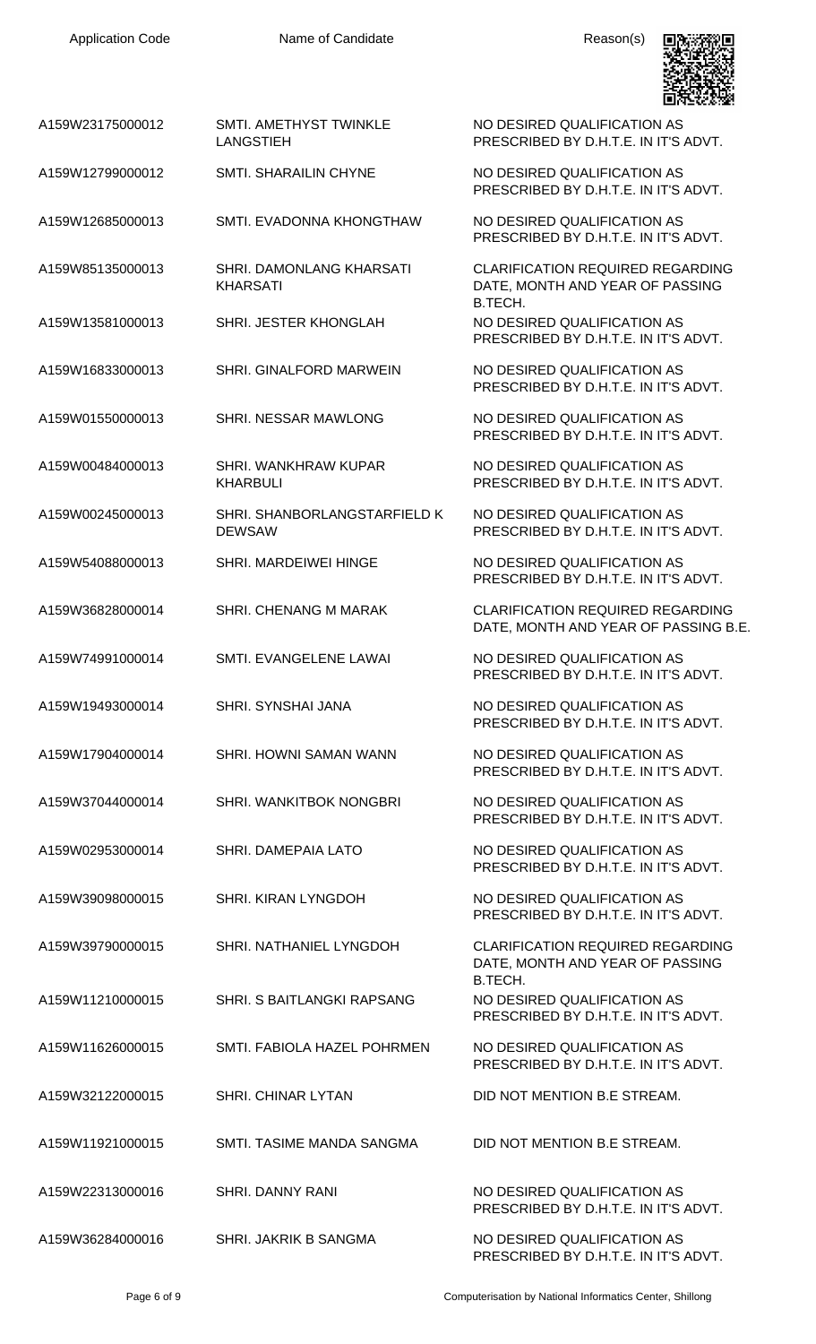| Application Code | Name of Candidate | Reason(s) |
| --- | --- | --- |
| A159W23175000012 | SMTI. AMETHYST TWINKLE LANGSTIEH | NO DESIRED QUALIFICATION AS PRESCRIBED BY D.H.T.E. IN IT'S ADVT. |
| A159W12799000012 | SMTI. SHARAILIN CHYNE | NO DESIRED QUALIFICATION AS PRESCRIBED BY D.H.T.E. IN IT'S ADVT. |
| A159W12685000013 | SMTI. EVADONNA KHONGTHAW | NO DESIRED QUALIFICATION AS PRESCRIBED BY D.H.T.E. IN IT'S ADVT. |
| A159W85135000013 | SHRI. DAMONLANG KHARSATI KHARSATI | CLARIFICATION REQUIRED REGARDING DATE, MONTH AND YEAR OF PASSING B.TECH. |
| A159W13581000013 | SHRI. JESTER KHONGLAH | NO DESIRED QUALIFICATION AS PRESCRIBED BY D.H.T.E. IN IT'S ADVT. |
| A159W16833000013 | SHRI. GINALFORD MARWEIN | NO DESIRED QUALIFICATION AS PRESCRIBED BY D.H.T.E. IN IT'S ADVT. |
| A159W01550000013 | SHRI. NESSAR MAWLONG | NO DESIRED QUALIFICATION AS PRESCRIBED BY D.H.T.E. IN IT'S ADVT. |
| A159W00484000013 | SHRI. WANKHRAW KUPAR KHARBULI | NO DESIRED QUALIFICATION AS PRESCRIBED BY D.H.T.E. IN IT'S ADVT. |
| A159W00245000013 | SHRI. SHANBORLANGSTARFIELD K DEWSAW | NO DESIRED QUALIFICATION AS PRESCRIBED BY D.H.T.E. IN IT'S ADVT. |
| A159W54088000013 | SHRI. MARDEIWEI HINGE | NO DESIRED QUALIFICATION AS PRESCRIBED BY D.H.T.E. IN IT'S ADVT. |
| A159W36828000014 | SHRI. CHENANG M MARAK | CLARIFICATION REQUIRED REGARDING DATE, MONTH AND YEAR OF PASSING B.E. |
| A159W74991000014 | SMTI. EVANGELENE LAWAI | NO DESIRED QUALIFICATION AS PRESCRIBED BY D.H.T.E. IN IT'S ADVT. |
| A159W19493000014 | SHRI. SYNSHAI JANA | NO DESIRED QUALIFICATION AS PRESCRIBED BY D.H.T.E. IN IT'S ADVT. |
| A159W17904000014 | SHRI. HOWNI SAMAN WANN | NO DESIRED QUALIFICATION AS PRESCRIBED BY D.H.T.E. IN IT'S ADVT. |
| A159W37044000014 | SHRI. WANKITBOK NONGBRI | NO DESIRED QUALIFICATION AS PRESCRIBED BY D.H.T.E. IN IT'S ADVT. |
| A159W02953000014 | SHRI. DAMEPAIA LATO | NO DESIRED QUALIFICATION AS PRESCRIBED BY D.H.T.E. IN IT'S ADVT. |
| A159W39098000015 | SHRI. KIRAN LYNGDOH | NO DESIRED QUALIFICATION AS PRESCRIBED BY D.H.T.E. IN IT'S ADVT. |
| A159W39790000015 | SHRI. NATHANIEL LYNGDOH | CLARIFICATION REQUIRED REGARDING DATE, MONTH AND YEAR OF PASSING B.TECH. |
| A159W11210000015 | SHRI. S BAITLANGKI RAPSANG | NO DESIRED QUALIFICATION AS PRESCRIBED BY D.H.T.E. IN IT'S ADVT. |
| A159W11626000015 | SMTI. FABIOLA HAZEL POHRMEN | NO DESIRED QUALIFICATION AS PRESCRIBED BY D.H.T.E. IN IT'S ADVT. |
| A159W32122000015 | SHRI. CHINAR LYTAN | DID NOT MENTION B.E STREAM. |
| A159W11921000015 | SMTI. TASIME MANDA SANGMA | DID NOT MENTION B.E STREAM. |
| A159W22313000016 | SHRI. DANNY RANI | NO DESIRED QUALIFICATION AS PRESCRIBED BY D.H.T.E. IN IT'S ADVT. |
| A159W36284000016 | SHRI. JAKRIK B SANGMA | NO DESIRED QUALIFICATION AS PRESCRIBED BY D.H.T.E. IN IT'S ADVT. |

Computerisation by National Informatics Center, Shillong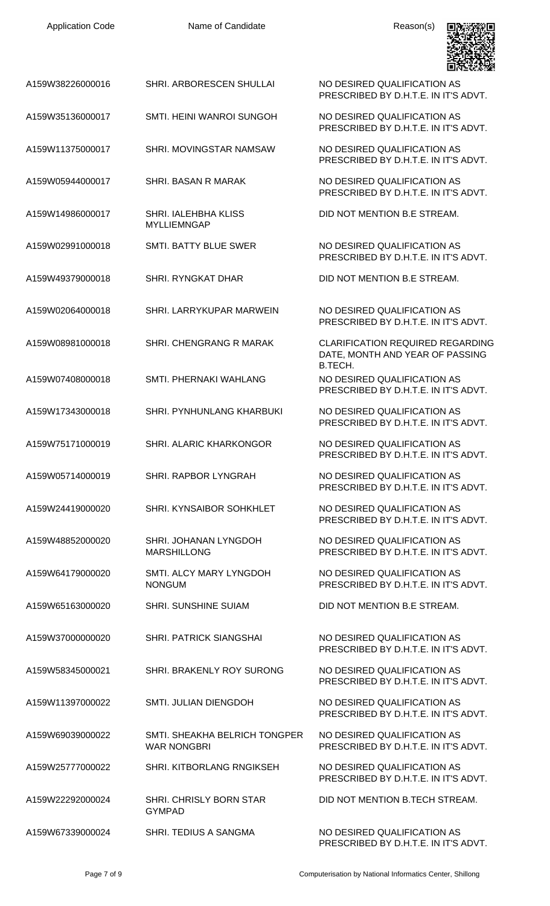| Application Code | Name of Candidate | Reason(s) |
|---|---|---|
| A159W38226000016 | SHRI. ARBORESCEN SHULLAI | NO DESIRED QUALIFICATION AS PRESCRIBED BY D.H.T.E. IN IT'S ADVT. |
| A159W35136000017 | SMTI. HEINI WANROI SUNGOH | NO DESIRED QUALIFICATION AS PRESCRIBED BY D.H.T.E. IN IT'S ADVT. |
| A159W11375000017 | SHRI. MOVINGSTAR NAMSAW | NO DESIRED QUALIFICATION AS PRESCRIBED BY D.H.T.E. IN IT'S ADVT. |
| A159W05944000017 | SHRI. BASAN R MARAK | NO DESIRED QUALIFICATION AS PRESCRIBED BY D.H.T.E. IN IT'S ADVT. |
| A159W14986000017 | SHRI. IALEHBHA KLISS MYLLIEMNGAP | DID NOT MENTION B.E STREAM. |
| A159W02991000018 | SMTI. BATTY BLUE SWER | NO DESIRED QUALIFICATION AS PRESCRIBED BY D.H.T.E. IN IT'S ADVT. |
| A159W49379000018 | SHRI. RYNGKAT DHAR | DID NOT MENTION B.E STREAM. |
| A159W02064000018 | SHRI. LARRYKUPAR MARWEIN | NO DESIRED QUALIFICATION AS PRESCRIBED BY D.H.T.E. IN IT'S ADVT. |
| A159W08981000018 | SHRI. CHENGRANG R MARAK | CLARIFICATION REQUIRED REGARDING DATE, MONTH AND YEAR OF PASSING B.TECH. |
| A159W07408000018 | SMTI. PHERNAKI WAHLANG | NO DESIRED QUALIFICATION AS PRESCRIBED BY D.H.T.E. IN IT'S ADVT. |
| A159W17343000018 | SHRI. PYNHUNLANG KHARBUKI | NO DESIRED QUALIFICATION AS PRESCRIBED BY D.H.T.E. IN IT'S ADVT. |
| A159W75171000019 | SHRI. ALARIC KHARKONGOR | NO DESIRED QUALIFICATION AS PRESCRIBED BY D.H.T.E. IN IT'S ADVT. |
| A159W05714000019 | SHRI. RAPBOR LYNGRAH | NO DESIRED QUALIFICATION AS PRESCRIBED BY D.H.T.E. IN IT'S ADVT. |
| A159W24419000020 | SHRI. KYNSAIBOR SOHKHLET | NO DESIRED QUALIFICATION AS PRESCRIBED BY D.H.T.E. IN IT'S ADVT. |
| A159W48852000020 | SHRI. JOHANAN LYNGDOH MARSHILLONG | NO DESIRED QUALIFICATION AS PRESCRIBED BY D.H.T.E. IN IT'S ADVT. |
| A159W64179000020 | SMTI. ALCY MARY LYNGDOH NONGUM | NO DESIRED QUALIFICATION AS PRESCRIBED BY D.H.T.E. IN IT'S ADVT. |
| A159W65163000020 | SHRI. SUNSHINE SUIAM | DID NOT MENTION B.E STREAM. |
| A159W37000000020 | SHRI. PATRICK SIANGSHAI | NO DESIRED QUALIFICATION AS PRESCRIBED BY D.H.T.E. IN IT'S ADVT. |
| A159W58345000021 | SHRI. BRAKENLY ROY SURONG | NO DESIRED QUALIFICATION AS PRESCRIBED BY D.H.T.E. IN IT'S ADVT. |
| A159W11397000022 | SMTI. JULIAN DIENGDOH | NO DESIRED QUALIFICATION AS PRESCRIBED BY D.H.T.E. IN IT'S ADVT. |
| A159W69039000022 | SMTI. SHEAKHA BELRICH TONGPER WAR NONGBRI | NO DESIRED QUALIFICATION AS PRESCRIBED BY D.H.T.E. IN IT'S ADVT. |
| A159W25777000022 | SHRI. KITBORLANG RNGIKSEH | NO DESIRED QUALIFICATION AS PRESCRIBED BY D.H.T.E. IN IT'S ADVT. |
| A159W22292000024 | SHRI. CHRISLY BORN STAR GYMPAD | DID NOT MENTION B.TECH STREAM. |
| A159W67339000024 | SHRI. TEDIUS A SANGMA | NO DESIRED QUALIFICATION AS PRESCRIBED BY D.H.T.E. IN IT'S ADVT. |

Computerisation by National Informatics Center, Shillong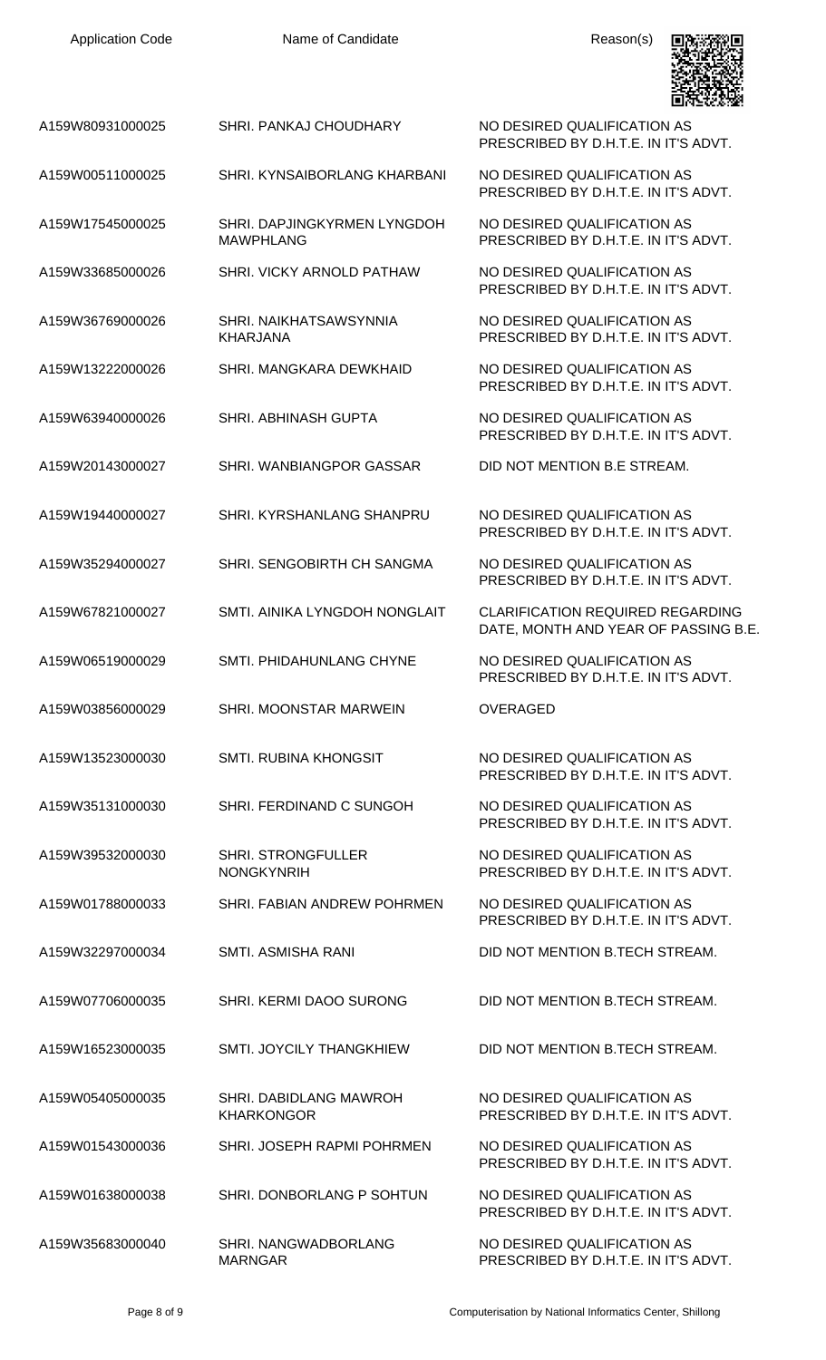| Application Code | Name of Candidate | Reason(s) |
| --- | --- | --- |
| A159W80931000025 | SHRI. PANKAJ CHOUDHARY | NO DESIRED QUALIFICATION AS PRESCRIBED BY D.H.T.E. IN IT'S ADVT. |
| A159W00511000025 | SHRI. KYNSAIBORLANG KHARBANI | NO DESIRED QUALIFICATION AS PRESCRIBED BY D.H.T.E. IN IT'S ADVT. |
| A159W17545000025 | SHRI. DAPJINGKYRMEN LYNGDOH MAWPHLANG | NO DESIRED QUALIFICATION AS PRESCRIBED BY D.H.T.E. IN IT'S ADVT. |
| A159W33685000026 | SHRI. VICKY ARNOLD PATHAW | NO DESIRED QUALIFICATION AS PRESCRIBED BY D.H.T.E. IN IT'S ADVT. |
| A159W36769000026 | SHRI. NAIKHATSAWSYNNIA KHARJANA | NO DESIRED QUALIFICATION AS PRESCRIBED BY D.H.T.E. IN IT'S ADVT. |
| A159W13222000026 | SHRI. MANGKARA DEWKHAID | NO DESIRED QUALIFICATION AS PRESCRIBED BY D.H.T.E. IN IT'S ADVT. |
| A159W63940000026 | SHRI. ABHINASH GUPTA | NO DESIRED QUALIFICATION AS PRESCRIBED BY D.H.T.E. IN IT'S ADVT. |
| A159W20143000027 | SHRI. WANBIANGPOR GASSAR | DID NOT MENTION B.E STREAM. |
| A159W19440000027 | SHRI. KYRSHANLANG SHANPRU | NO DESIRED QUALIFICATION AS PRESCRIBED BY D.H.T.E. IN IT'S ADVT. |
| A159W35294000027 | SHRI. SENGOBIRTH CH SANGMA | NO DESIRED QUALIFICATION AS PRESCRIBED BY D.H.T.E. IN IT'S ADVT. |
| A159W67821000027 | SMTI. AINIKA LYNGDOH NONGLAIT | CLARIFICATION REQUIRED REGARDING DATE, MONTH AND YEAR OF PASSING B.E. |
| A159W06519000029 | SMTI. PHIDAHUNLANG CHYNE | NO DESIRED QUALIFICATION AS PRESCRIBED BY D.H.T.E. IN IT'S ADVT. |
| A159W03856000029 | SHRI. MOONSTAR MARWEIN | OVERAGED |
| A159W13523000030 | SMTI. RUBINA KHONGSIT | NO DESIRED QUALIFICATION AS PRESCRIBED BY D.H.T.E. IN IT'S ADVT. |
| A159W35131000030 | SHRI. FERDINAND C SUNGOH | NO DESIRED QUALIFICATION AS PRESCRIBED BY D.H.T.E. IN IT'S ADVT. |
| A159W39532000030 | SHRI. STRONGFULLER NONGKYNRIH | NO DESIRED QUALIFICATION AS PRESCRIBED BY D.H.T.E. IN IT'S ADVT. |
| A159W01788000033 | SHRI. FABIAN ANDREW POHRMEN | NO DESIRED QUALIFICATION AS PRESCRIBED BY D.H.T.E. IN IT'S ADVT. |
| A159W32297000034 | SMTI. ASMISHA RANI | DID NOT MENTION B.TECH STREAM. |
| A159W07706000035 | SHRI. KERMI DAOO SURONG | DID NOT MENTION B.TECH STREAM. |
| A159W16523000035 | SMTI. JOYCILY THANGKHIEW | DID NOT MENTION B.TECH STREAM. |
| A159W05405000035 | SHRI. DABIDLANG MAWROH KHARKONGOR | NO DESIRED QUALIFICATION AS PRESCRIBED BY D.H.T.E. IN IT'S ADVT. |
| A159W01543000036 | SHRI. JOSEPH RAPMI POHRMEN | NO DESIRED QUALIFICATION AS PRESCRIBED BY D.H.T.E. IN IT'S ADVT. |
| A159W01638000038 | SHRI. DONBORLANG P SOHTUN | NO DESIRED QUALIFICATION AS PRESCRIBED BY D.H.T.E. IN IT'S ADVT. |
| A159W35683000040 | SHRI. NANGWADBORLANG MARNGAR | NO DESIRED QUALIFICATION AS PRESCRIBED BY D.H.T.E. IN IT'S ADVT. |

Computerisation by National Informatics Center, Shillong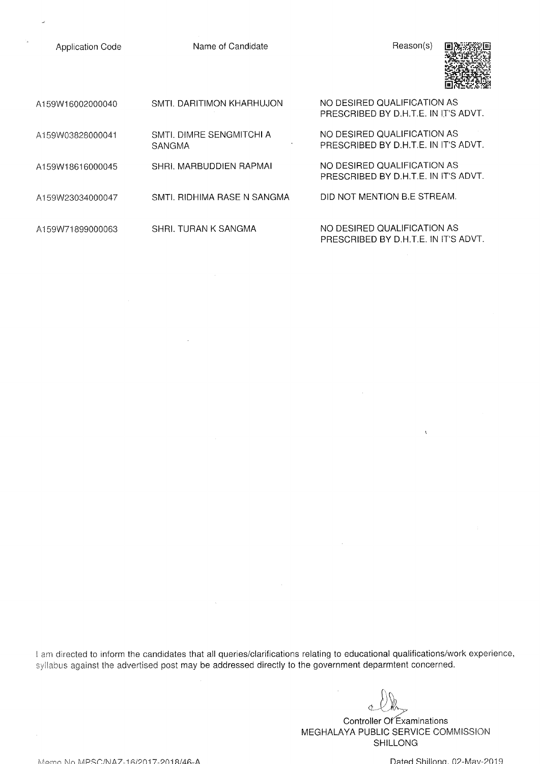| Application Code | Name of Candidate | Reason(s) |
| --- | --- | --- |
| A159W16002000040 | SMTI. DARITIMON KHARHUJON | NO DESIRED QUALIFICATION AS PRESCRIBED BY D.H.T.E. IN IT'S ADVT. |
| A159W03828000041 | SMTI. DIMRE SENGMITCHI A SANGMA | NO DESIRED QUALIFICATION AS PRESCRIBED BY D.H.T.E. IN IT'S ADVT. |
| A159W18616000045 | SHRI. MARBUDDIEN RAPMAI | NO DESIRED QUALIFICATION AS PRESCRIBED BY D.H.T.E. IN IT'S ADVT. |
| A159W23034000047 | SMTI. RIDHIMA RASE N SANGMA | DID NOT MENTION B.E STREAM. |
| A159W71899000063 | SHRI. TURAN K SANGMA | NO DESIRED QUALIFICATION AS PRESCRIBED BY D.H.T.E. IN IT'S ADVT. |

I am directed to inform the candidates that all queries/clarifications relating to educational qualifications/work experience, syllabus against the advertised post may be addressed directly to the government deparmtent concerned.

Controller Of Examinations
MEGHALAYA PUBLIC SERVICE COMMISSION
SHILLONG

Memo No MPSC/NAZ-16/2017-2018/46-A

Dated Shillong, 02-May-2019